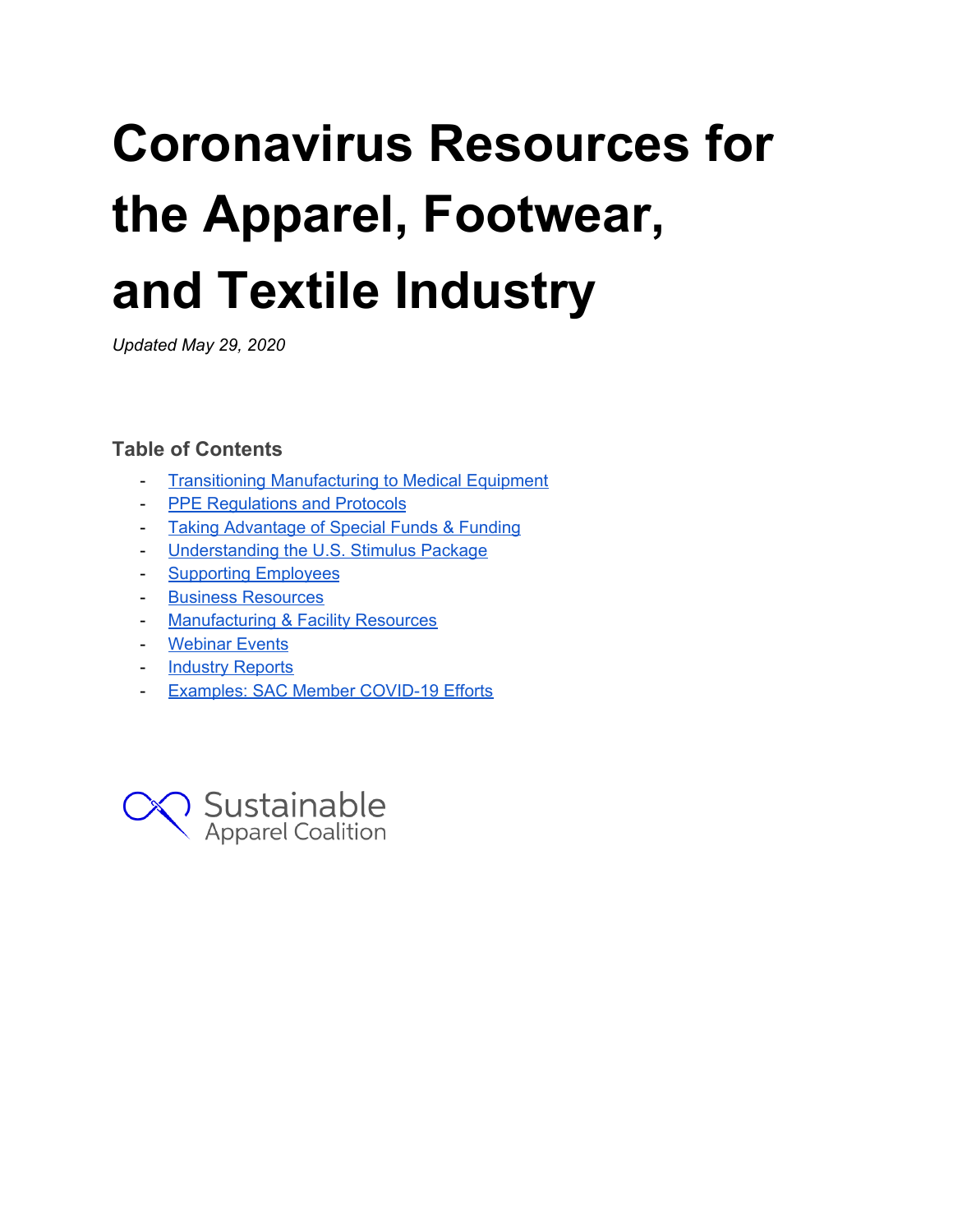# Coronavirus Resources for the Apparel, Footwear, and Textile Industry

*Updated May 29, 2020*

**Table of Contents**

- Transitioning Manufacturing to Medical Equipment
- PPE Regulations and Protocols
- Taking Advantage of Special Funds & Funding
- Understanding the U.S. Stimulus Package
- Supporting Employees
- Business Resources
- Manufacturing & Facility Resources
- Webinar Events
- Industry Reports
- Examples: SAC Member COVID-19 Efforts

Sustainable Apparel Coalition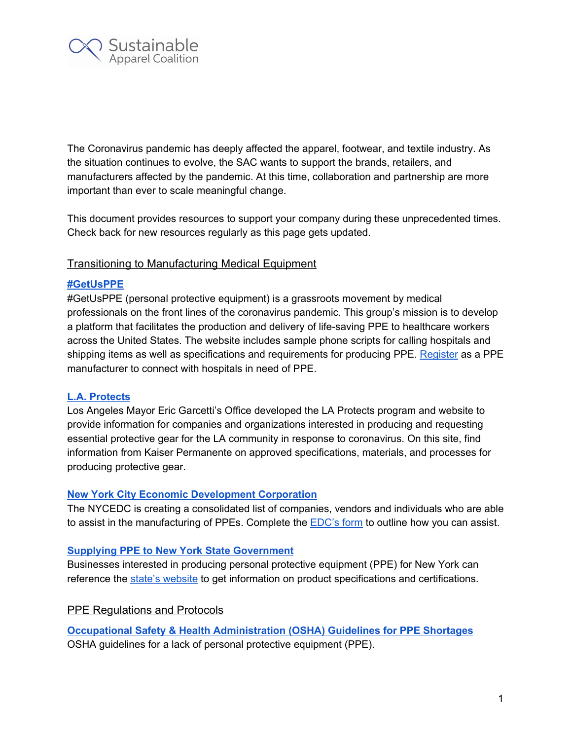Sustainable Apparel Coalition

The Coronavirus pandemic has deeply affected the apparel, footwear, and textile industry. As the situation continues to evolve, the SAC wants to support the brands, retailers, and manufacturers affected by the pandemic. At this time, collaboration and partnership are more important than ever to scale meaningful change.

This document provides resources to support your company during these unprecedented times. Check back for new resources regularly as this page gets updated.

## Transitioning to Manufacturing Medical Equipment

**#GetUsPPE**

#GetUsPPE (personal protective equipment) is a grassroots movement by medical professionals on the front lines of the coronavirus pandemic. This group's mission is to develop a platform that facilitates the production and delivery of life-saving PPE to healthcare workers across the United States. The website includes sample phone scripts for calling hospitals and shipping items as well as specifications and requirements for producing PPE. Register as a PPE manufacturer to connect with hospitals in need of PPE.

**L.A. Protects**

Los Angeles Mayor Eric Garcetti's Office developed the LA Protects program and website to provide information for companies and organizations interested in producing and requesting essential protective gear for the LA community in response to coronavirus. On this site, find information from Kaiser Permanente on approved specifications, materials, and processes for producing protective gear.

**New York City Economic Development Corporation**

The NYCEDC is creating a consolidated list of companies, vendors and individuals who are able to assist in the manufacturing of PPEs. Complete the EDC's form to outline how you can assist.

**Supplying PPE to New York State Government**

Businesses interested in producing personal protective equipment (PPE) for New York can reference the state's website to get information on product specifications and certifications.

## PPE Regulations and Protocols

**Occupational Safety & Health Administration (OSHA) Guidelines for PPE Shortages**

OSHA guidelines for a lack of personal protective equipment (PPE).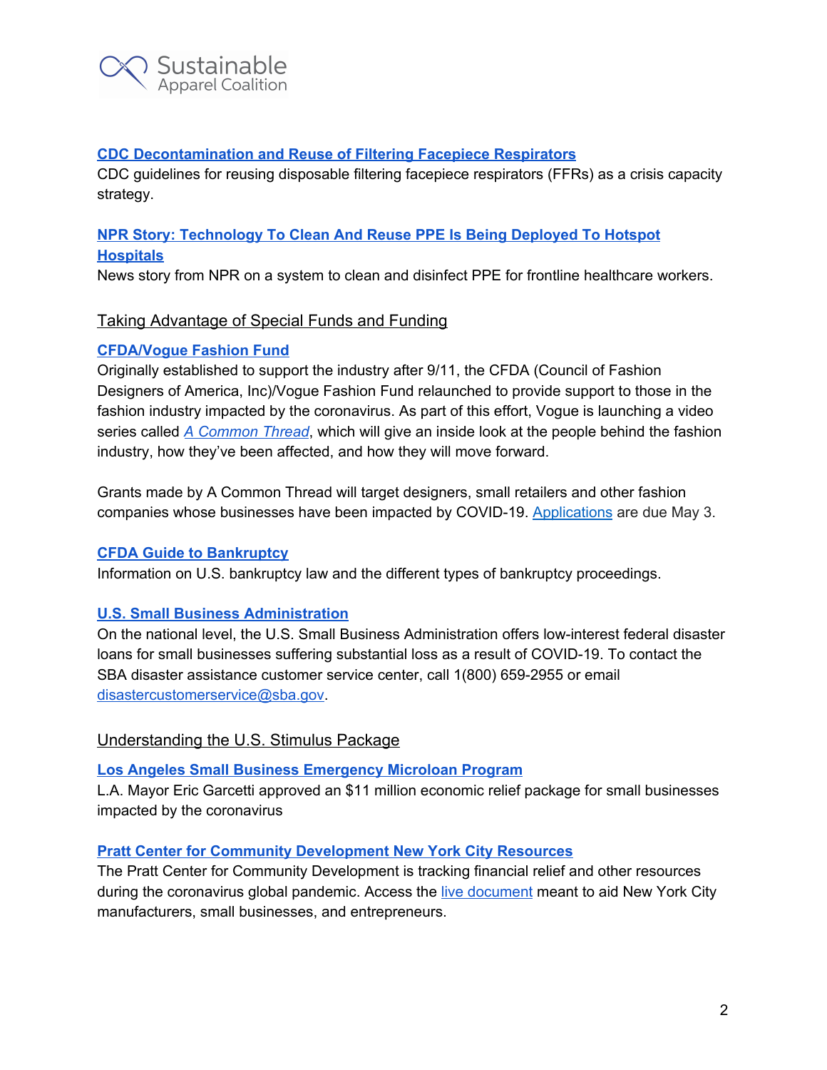**CDC Decontamination and Reuse of Filtering Facepiece Respirators**

CDC guidelines for reusing disposable filtering facepiece respirators (FFRs) as a crisis capacity strategy.

**NPR Story: Technology To Clean And Reuse PPE Is Being Deployed To Hotspot Hospitals**

News story from NPR on a system to clean and disinfect PPE for frontline healthcare workers.

## Taking Advantage of Special Funds and Funding

**CFDA/Vogue Fashion Fund**

Originally established to support the industry after 9/11, the CFDA (Council of Fashion Designers of America, Inc)/Vogue Fashion Fund relaunched to provide support to those in the fashion industry impacted by the coronavirus. As part of this effort, Vogue is launching a video series called *A Common Thread*, which will give an inside look at the people behind the fashion industry, how they've been affected, and how they will move forward.

Grants made by A Common Thread will target designers, small retailers and other fashion companies whose businesses have been impacted by COVID-19. Applications are due May 3.

**CFDA Guide to Bankruptcy**

Information on U.S. bankruptcy law and the different types of bankruptcy proceedings.

**U.S. Small Business Administration**

On the national level, the U.S. Small Business Administration offers low-interest federal disaster loans for small businesses suffering substantial loss as a result of COVID-19. To contact the SBA disaster assistance customer service center, call 1(800) 659-2955 or email disastercustomerservice@sba.gov.

## Understanding the U.S. Stimulus Package

**Los Angeles Small Business Emergency Microloan Program**

L.A. Mayor Eric Garcetti approved an $11 million economic relief package for small businesses impacted by the coronavirus

**Pratt Center for Community Development New York City Resources**

The Pratt Center for Community Development is tracking financial relief and other resources during the coronavirus global pandemic. Access the live document meant to aid New York City manufacturers, small businesses, and entrepreneurs.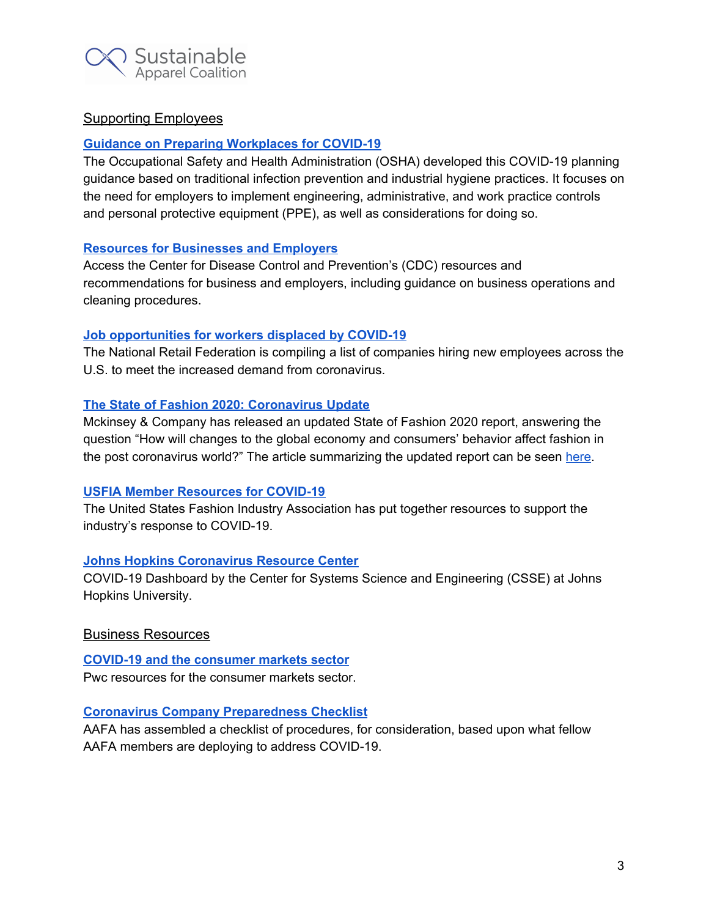## Supporting Employees

**Guidance on Preparing Workplaces for COVID-19**

The Occupational Safety and Health Administration (OSHA) developed this COVID-19 planning guidance based on traditional infection prevention and industrial hygiene practices. It focuses on the need for employers to implement engineering, administrative, and work practice controls and personal protective equipment (PPE), as well as considerations for doing so.

**Resources for Businesses and Employers**

Access the Center for Disease Control and Prevention's (CDC) resources and recommendations for business and employers, including guidance on business operations and cleaning procedures.

**Job opportunities for workers displaced by COVID-19**

The National Retail Federation is compiling a list of companies hiring new employees across the U.S. to meet the increased demand from coronavirus.

**The State of Fashion 2020: Coronavirus Update**

Mckinsey & Company has released an updated State of Fashion 2020 report, answering the question "How will changes to the global economy and consumers' behavior affect fashion in the post coronavirus world?" The article summarizing the updated report can be seen here.

**USFIA Member Resources for COVID-19**

The United States Fashion Industry Association has put together resources to support the industry's response to COVID-19.

**Johns Hopkins Coronavirus Resource Center**

COVID-19 Dashboard by the Center for Systems Science and Engineering (CSSE) at Johns Hopkins University.

## Business Resources

**COVID-19 and the consumer markets sector**

Pwc resources for the consumer markets sector.

**Coronavirus Company Preparedness Checklist**

AAFA has assembled a checklist of procedures, for consideration, based upon what fellow AAFA members are deploying to address COVID-19.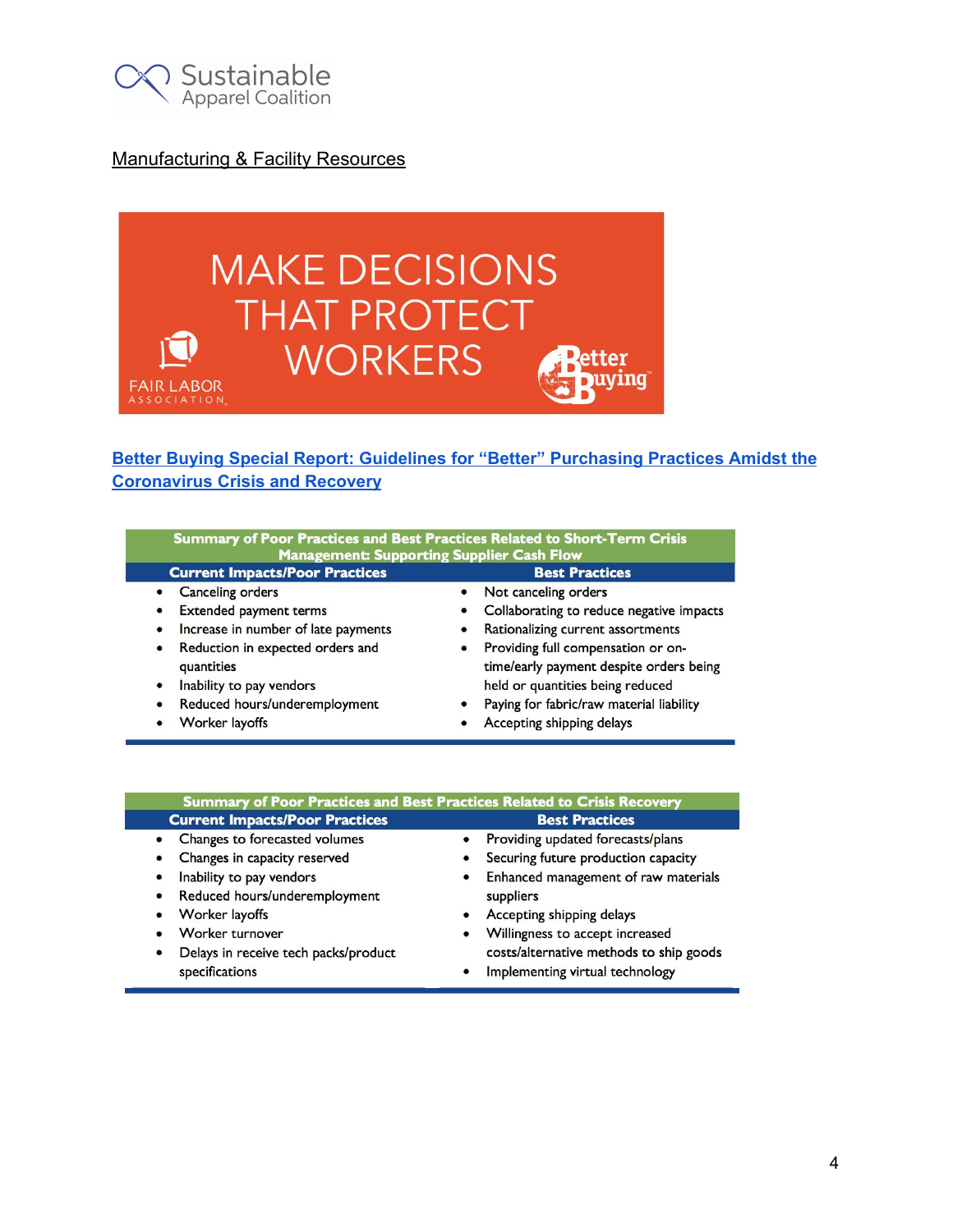Sustainable Apparel Coalition

Manufacturing & Facility Resources

MAKE DECISIONS THAT PROTECT WORKERS

FAIR LABOR ASSOCIATION

Better Buying

**Better Buying Special Report: Guidelines for "Better" Purchasing Practices Amidst the Coronavirus Crisis and Recovery**

| Summary of Poor Practices and Best Practices Related to Short-Term Crisis Management: Supporting Supplier Cash Flow | |
|---|---|
| **Current Impacts/Poor Practices** | **Best Practices** |
| • Canceling orders<br>• Extended payment terms<br>• Increase in number of late payments<br>• Reduction in expected orders and quantities<br>• Inability to pay vendors<br>• Reduced hours/underemployment<br>• Worker layoffs | • Not canceling orders<br>• Collaborating to reduce negative impacts<br>• Rationalizing current assortments<br>• Providing full compensation or on-time/early payment despite orders being held or quantities being reduced<br>• Paying for fabric/raw material liability<br>• Accepting shipping delays |

| Summary of Poor Practices and Best Practices Related to Crisis Recovery | |
|---|---|
| **Current Impacts/Poor Practices** | **Best Practices** |
| • Changes to forecasted volumes<br>• Changes in capacity reserved<br>• Inability to pay vendors<br>• Reduced hours/underemployment<br>• Worker layoffs<br>• Worker turnover<br>• Delays in receive tech packs/product specifications | • Providing updated forecasts/plans<br>• Securing future production capacity<br>• Enhanced management of raw materials suppliers<br>• Accepting shipping delays<br>• Willingness to accept increased costs/alternative methods to ship goods<br>• Implementing virtual technology |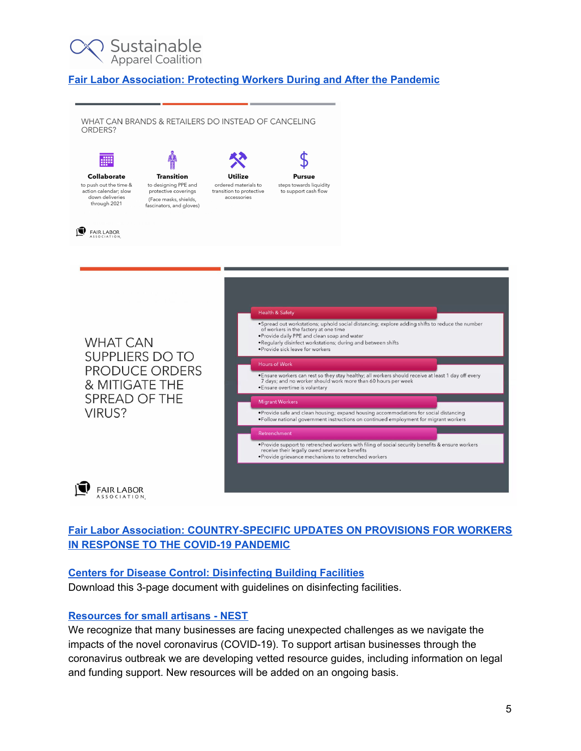[Fair Labor Association: Protecting Workers During and After the Pandemic]

WHAT CAN BRANDS & RETAILERS DO INSTEAD OF CANCELING ORDERS?

**Collaborate** to push out the time & action calendar; slow down deliveries through 2021

**Transition** to designing PPE and protective coverings (Face masks, shields, fascinators, and gloves)

**Utilize** ordered materials to transition to protective accessories

**Pursue** steps towards liquidity to support cash flow

FAIR LABOR ASSOCIATION

WHAT CAN SUPPLIERS DO TO PRODUCE ORDERS & MITIGATE THE SPREAD OF THE VIRUS?

**Health & Safety**

- Spread out workstations; uphold social distancing; explore adding shifts to reduce the number of workers in the factory at one time
- Provide daily PPE and clean soap and water
- Regularly disinfect workstations; during and between shifts
- Provide sick leave for workers

**Hours of Work**

- Ensure workers can rest so they stay healthy; all workers should receive at least 1 day off every 7 days; and no worker should work more than 60 hours per week
- Ensure overtime is voluntary

**Migrant Workers**

- Provide safe and clean housing; expand housing accommodations for social distancing
- Follow national government instructions on continued employment for migrant workers

**Retrenchment**

- Provide support to retrenched workers with filing of social security benefits & ensure workers receive their legally owed severance benefits
- Provide grievance mechanisms to retrenched workers

FAIR LABOR ASSOCIATION

[Fair Labor Association: COUNTRY-SPECIFIC UPDATES ON PROVISIONS FOR WORKERS IN RESPONSE TO THE COVID-19 PANDEMIC]

[Centers for Disease Control: Disinfecting Building Facilities]

Download this 3-page document with guidelines on disinfecting facilities.

[Resources for small artisans - NEST]

We recognize that many businesses are facing unexpected challenges as we navigate the impacts of the novel coronavirus (COVID-19). To support artisan businesses through the coronavirus outbreak we are developing vetted resource guides, including information on legal and funding support. New resources will be added on an ongoing basis.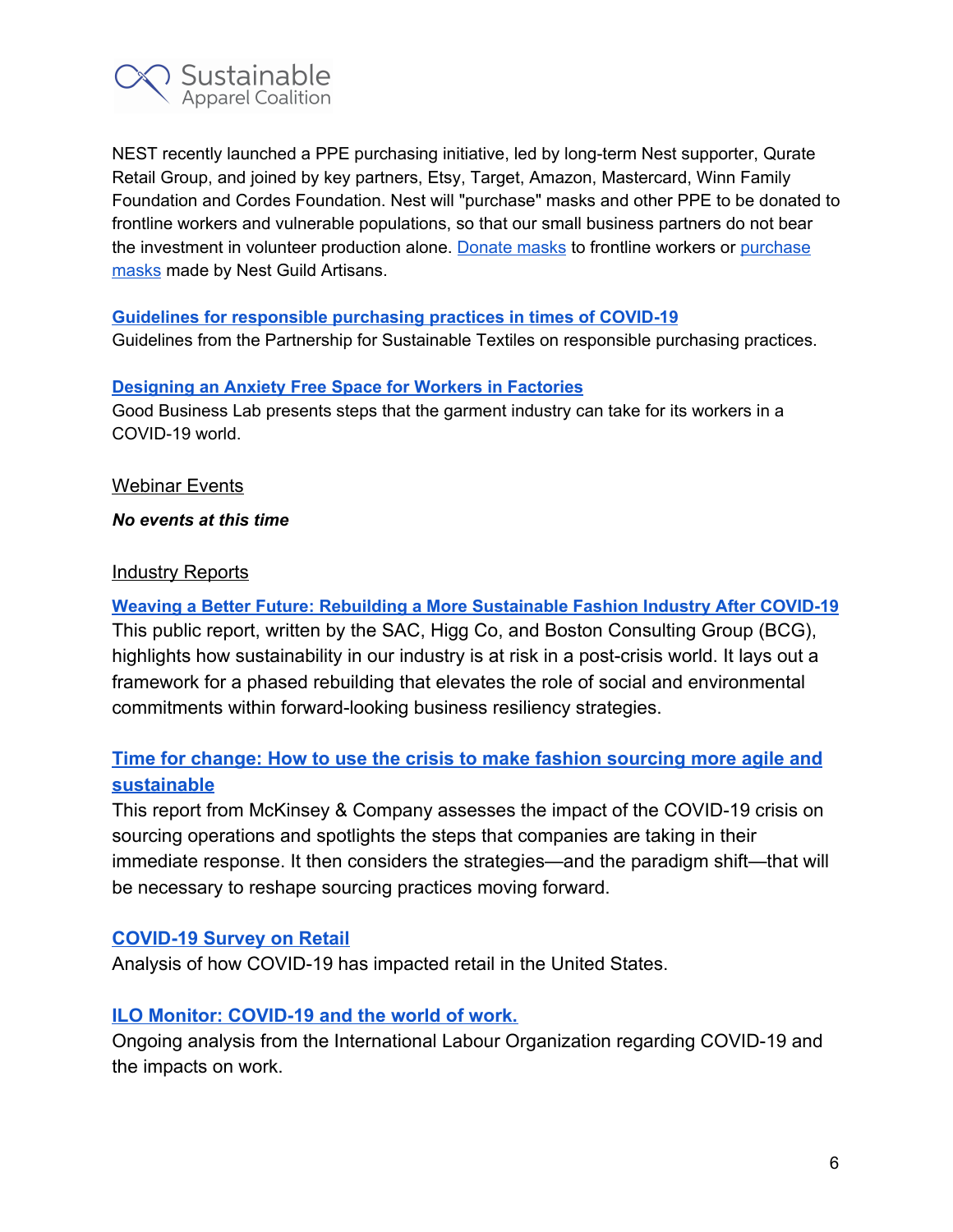NEST recently launched a PPE purchasing initiative, led by long-term Nest supporter, Qurate Retail Group, and joined by key partners, Etsy, Target, Amazon, Mastercard, Winn Family Foundation and Cordes Foundation. Nest will "purchase" masks and other PPE to be donated to frontline workers and vulnerable populations, so that our small business partners do not bear the investment in volunteer production alone. Donate masks to frontline workers or purchase masks made by Nest Guild Artisans.

**Guidelines for responsible purchasing practices in times of COVID-19**
Guidelines from the Partnership for Sustainable Textiles on responsible purchasing practices.

**Designing an Anxiety Free Space for Workers in Factories**
Good Business Lab presents steps that the garment industry can take for its workers in a COVID-19 world.

## Webinar Events

***No events at this time***

## Industry Reports

**Weaving a Better Future: Rebuilding a More Sustainable Fashion Industry After COVID-19**
This public report, written by the SAC, Higg Co, and Boston Consulting Group (BCG), highlights how sustainability in our industry is at risk in a post-crisis world. It lays out a framework for a phased rebuilding that elevates the role of social and environmental commitments within forward-looking business resiliency strategies.

**Time for change: How to use the crisis to make fashion sourcing more agile and sustainable**
This report from McKinsey & Company assesses the impact of the COVID-19 crisis on sourcing operations and spotlights the steps that companies are taking in their immediate response. It then considers the strategies—and the paradigm shift—that will be necessary to reshape sourcing practices moving forward.

**COVID-19 Survey on Retail**
Analysis of how COVID-19 has impacted retail in the United States.

**ILO Monitor: COVID-19 and the world of work.**
Ongoing analysis from the International Labour Organization regarding COVID-19 and the impacts on work.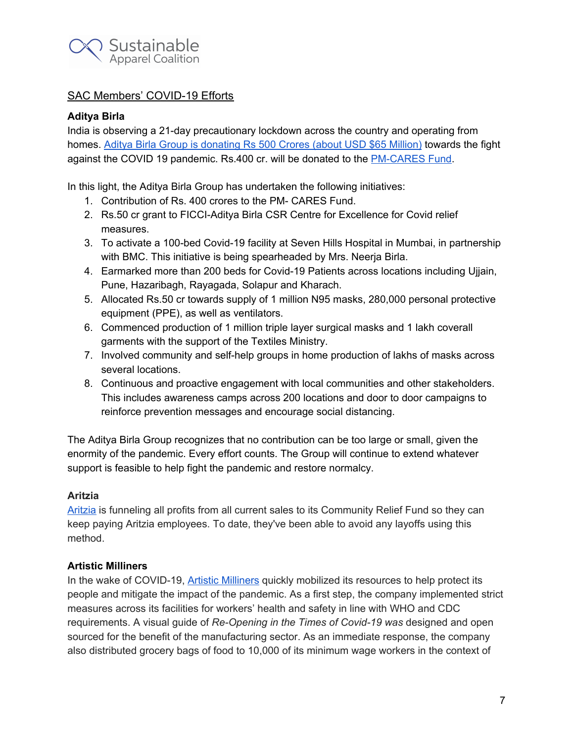## SAC Members' COVID-19 Efforts

**Aditya Birla**

India is observing a 21-day precautionary lockdown across the country and operating from homes. Aditya Birla Group is donating Rs 500 Crores (about USD $65 Million) towards the fight against the COVID 19 pandemic. Rs.400 cr. will be donated to the PM-CARES Fund.

In this light, the Aditya Birla Group has undertaken the following initiatives:

1. Contribution of Rs. 400 crores to the PM- CARES Fund.
2. Rs.50 cr grant to FICCI-Aditya Birla CSR Centre for Excellence for Covid relief measures.
3. To activate a 100-bed Covid-19 facility at Seven Hills Hospital in Mumbai, in partnership with BMC. This initiative is being spearheaded by Mrs. Neerja Birla.
4. Earmarked more than 200 beds for Covid-19 Patients across locations including Ujjain, Pune, Hazaribagh, Rayagada, Solapur and Kharach.
5. Allocated Rs.50 cr towards supply of 1 million N95 masks, 280,000 personal protective equipment (PPE), as well as ventilators.
6. Commenced production of 1 million triple layer surgical masks and 1 lakh coverall garments with the support of the Textiles Ministry.
7. Involved community and self-help groups in home production of lakhs of masks across several locations.
8. Continuous and proactive engagement with local communities and other stakeholders. This includes awareness camps across 200 locations and door to door campaigns to reinforce prevention messages and encourage social distancing.

The Aditya Birla Group recognizes that no contribution can be too large or small, given the enormity of the pandemic. Every effort counts. The Group will continue to extend whatever support is feasible to help fight the pandemic and restore normalcy.

**Aritzia**

Aritzia is funneling all profits from all current sales to its Community Relief Fund so they can keep paying Aritzia employees. To date, they've been able to avoid any layoffs using this method.

**Artistic Milliners**

In the wake of COVID-19, Artistic Milliners quickly mobilized its resources to help protect its people and mitigate the impact of the pandemic. As a first step, the company implemented strict measures across its facilities for workers' health and safety in line with WHO and CDC requirements. A visual guide of *Re-Opening in the Times of Covid-19 was* designed and open sourced for the benefit of the manufacturing sector. As an immediate response, the company also distributed grocery bags of food to 10,000 of its minimum wage workers in the context of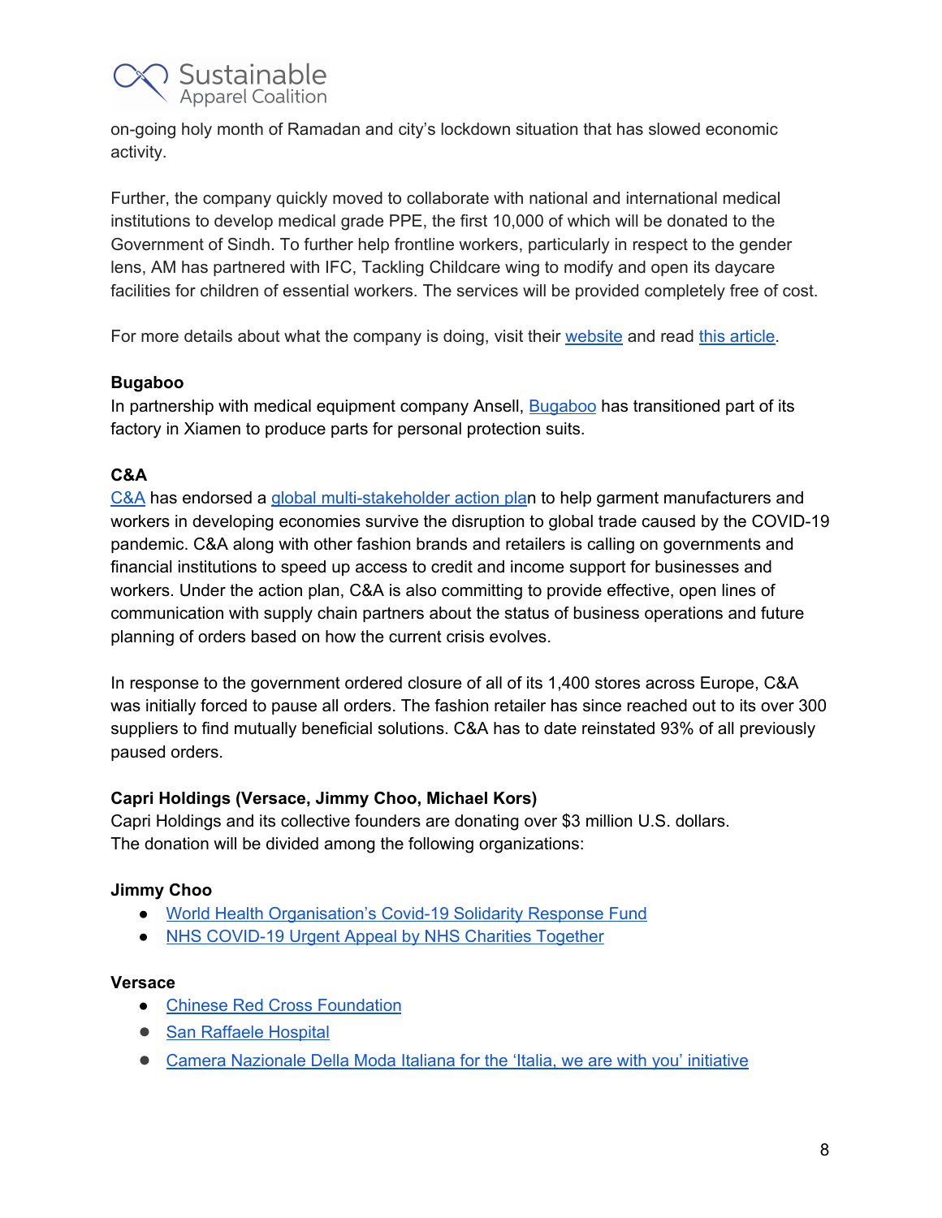on-going holy month of Ramadan and city's lockdown situation that has slowed economic activity.

Further, the company quickly moved to collaborate with national and international medical institutions to develop medical grade PPE, the first 10,000 of which will be donated to the Government of Sindh. To further help frontline workers, particularly in respect to the gender lens, AM has partnered with IFC, Tackling Childcare wing to modify and open its daycare facilities for children of essential workers. The services will be provided completely free of cost.

For more details about what the company is doing, visit their website and read this article.

**Bugaboo**
In partnership with medical equipment company Ansell, Bugaboo has transitioned part of its factory in Xiamen to produce parts for personal protection suits.

**C&A**
C&A has endorsed a global multi-stakeholder action plan to help garment manufacturers and workers in developing economies survive the disruption to global trade caused by the COVID-19 pandemic. C&A along with other fashion brands and retailers is calling on governments and financial institutions to speed up access to credit and income support for businesses and workers. Under the action plan, C&A is also committing to provide effective, open lines of communication with supply chain partners about the status of business operations and future planning of orders based on how the current crisis evolves.

In response to the government ordered closure of all of its 1,400 stores across Europe, C&A was initially forced to pause all orders. The fashion retailer has since reached out to its over 300 suppliers to find mutually beneficial solutions. C&A has to date reinstated 93% of all previously paused orders.

**Capri Holdings (Versace, Jimmy Choo, Michael Kors)**
Capri Holdings and its collective founders are donating over $3 million U.S. dollars. The donation will be divided among the following organizations:

**Jimmy Choo**

- World Health Organisation's Covid-19 Solidarity Response Fund
- NHS COVID-19 Urgent Appeal by NHS Charities Together

**Versace**

- Chinese Red Cross Foundation
- San Raffaele Hospital
- Camera Nazionale Della Moda Italiana for the 'Italia, we are with you' initiative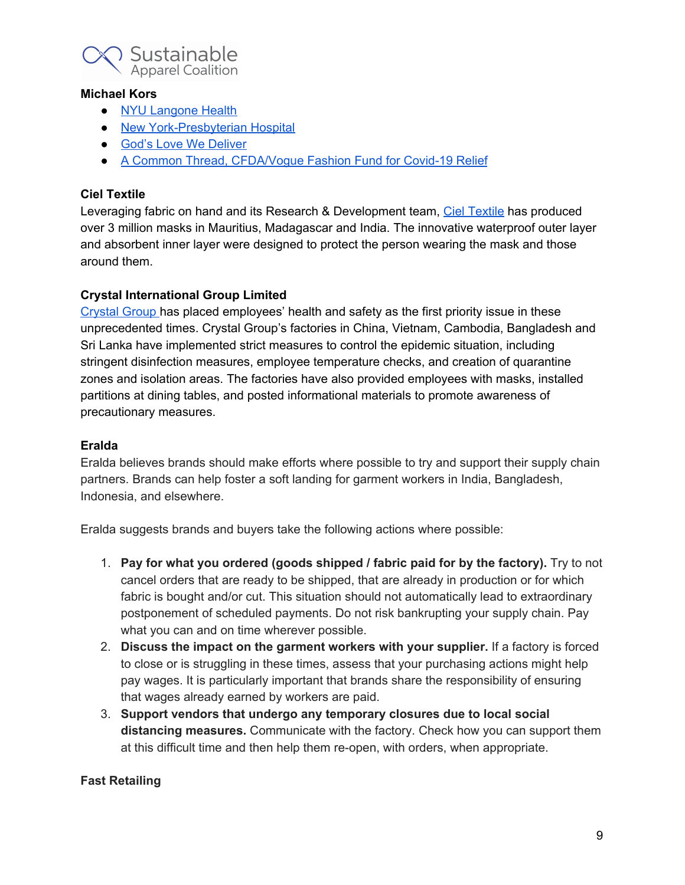**Michael Kors**

- NYU Langone Health
- New York-Presbyterian Hospital
- God's Love We Deliver
- A Common Thread, CFDA/Vogue Fashion Fund for Covid-19 Relief

**Ciel Textile**

Leveraging fabric on hand and its Research & Development team, Ciel Textile has produced over 3 million masks in Mauritius, Madagascar and India. The innovative waterproof outer layer and absorbent inner layer were designed to protect the person wearing the mask and those around them.

**Crystal International Group Limited**

Crystal Group has placed employees' health and safety as the first priority issue in these unprecedented times. Crystal Group's factories in China, Vietnam, Cambodia, Bangladesh and Sri Lanka have implemented strict measures to control the epidemic situation, including stringent disinfection measures, employee temperature checks, and creation of quarantine zones and isolation areas. The factories have also provided employees with masks, installed partitions at dining tables, and posted informational materials to promote awareness of precautionary measures.

**Eralda**

Eralda believes brands should make efforts where possible to try and support their supply chain partners. Brands can help foster a soft landing for garment workers in India, Bangladesh, Indonesia, and elsewhere.

Eralda suggests brands and buyers take the following actions where possible:

1. **Pay for what you ordered (goods shipped / fabric paid for by the factory).** Try to not cancel orders that are ready to be shipped, that are already in production or for which fabric is bought and/or cut. This situation should not automatically lead to extraordinary postponement of scheduled payments. Do not risk bankrupting your supply chain. Pay what you can and on time wherever possible.
2. **Discuss the impact on the garment workers with your supplier.** If a factory is forced to close or is struggling in these times, assess that your purchasing actions might help pay wages. It is particularly important that brands share the responsibility of ensuring that wages already earned by workers are paid.
3. **Support vendors that undergo any temporary closures due to local social distancing measures.** Communicate with the factory. Check how you can support them at this difficult time and then help them re-open, with orders, when appropriate.

**Fast Retailing**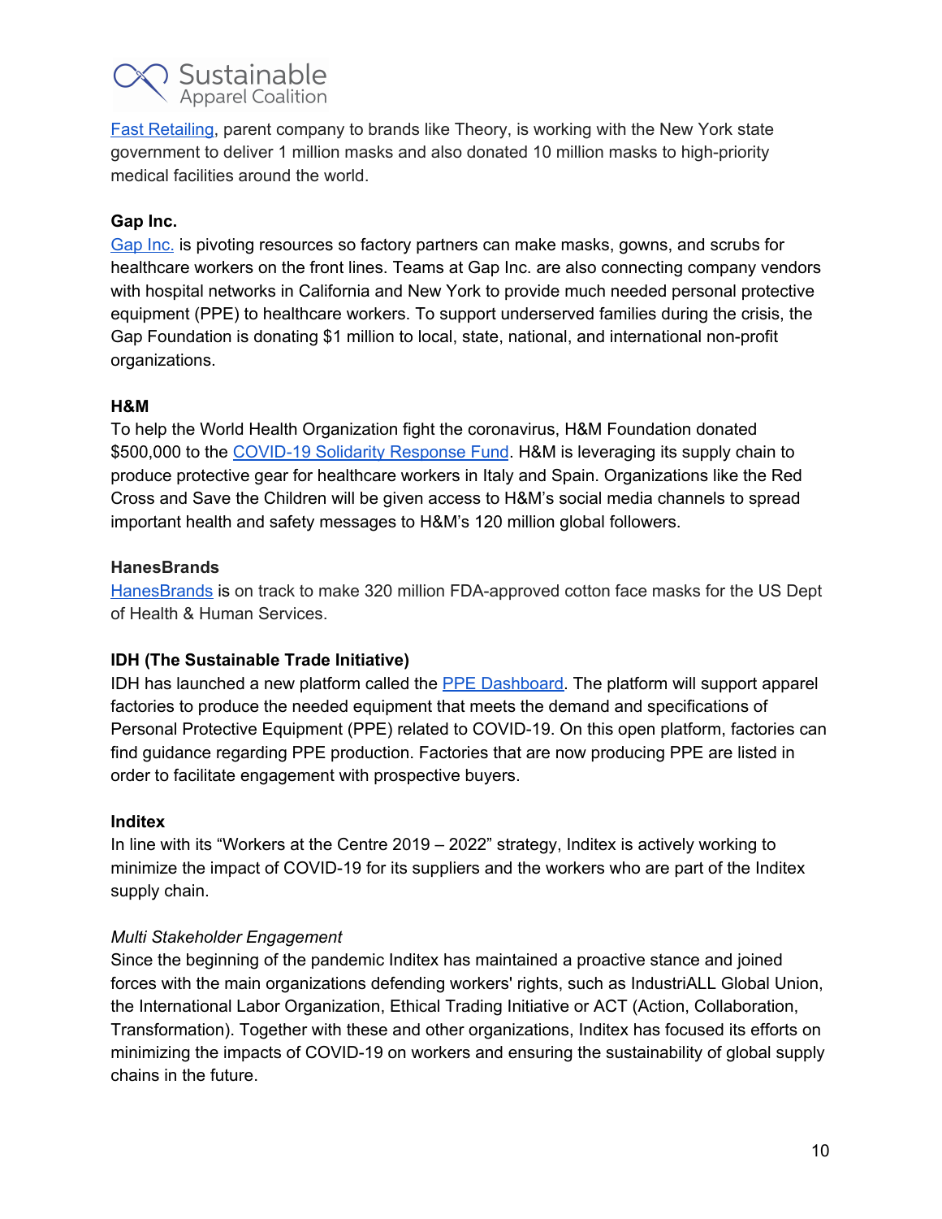[Fast Retailing](), parent company to brands like Theory, is working with the New York state government to deliver 1 million masks and also donated 10 million masks to high-priority medical facilities around the world.

**Gap Inc.**

[Gap Inc.]() is pivoting resources so factory partners can make masks, gowns, and scrubs for healthcare workers on the front lines. Teams at Gap Inc. are also connecting company vendors with hospital networks in California and New York to provide much needed personal protective equipment (PPE) to healthcare workers. To support underserved families during the crisis, the Gap Foundation is donating $1 million to local, state, national, and international non-profit organizations.

**H&M**

To help the World Health Organization fight the coronavirus, H&M Foundation donated $500,000 to the [COVID-19 Solidarity Response Fund](). H&M is leveraging its supply chain to produce protective gear for healthcare workers in Italy and Spain. Organizations like the Red Cross and Save the Children will be given access to H&M's social media channels to spread important health and safety messages to H&M's 120 million global followers.

**HanesBrands**

[HanesBrands]() is on track to make 320 million FDA-approved cotton face masks for the US Dept of Health & Human Services.

**IDH (The Sustainable Trade Initiative)**

IDH has launched a new platform called the [PPE Dashboard](). The platform will support apparel factories to produce the needed equipment that meets the demand and specifications of Personal Protective Equipment (PPE) related to COVID-19. On this open platform, factories can find guidance regarding PPE production. Factories that are now producing PPE are listed in order to facilitate engagement with prospective buyers.

**Inditex**

In line with its "Workers at the Centre 2019 – 2022" strategy, Inditex is actively working to minimize the impact of COVID-19 for its suppliers and the workers who are part of the Inditex supply chain.

*Multi Stakeholder Engagement*

Since the beginning of the pandemic Inditex has maintained a proactive stance and joined forces with the main organizations defending workers' rights, such as IndustriALL Global Union, the International Labor Organization, Ethical Trading Initiative or ACT (Action, Collaboration, Transformation). Together with these and other organizations, Inditex has focused its efforts on minimizing the impacts of COVID-19 on workers and ensuring the sustainability of global supply chains in the future.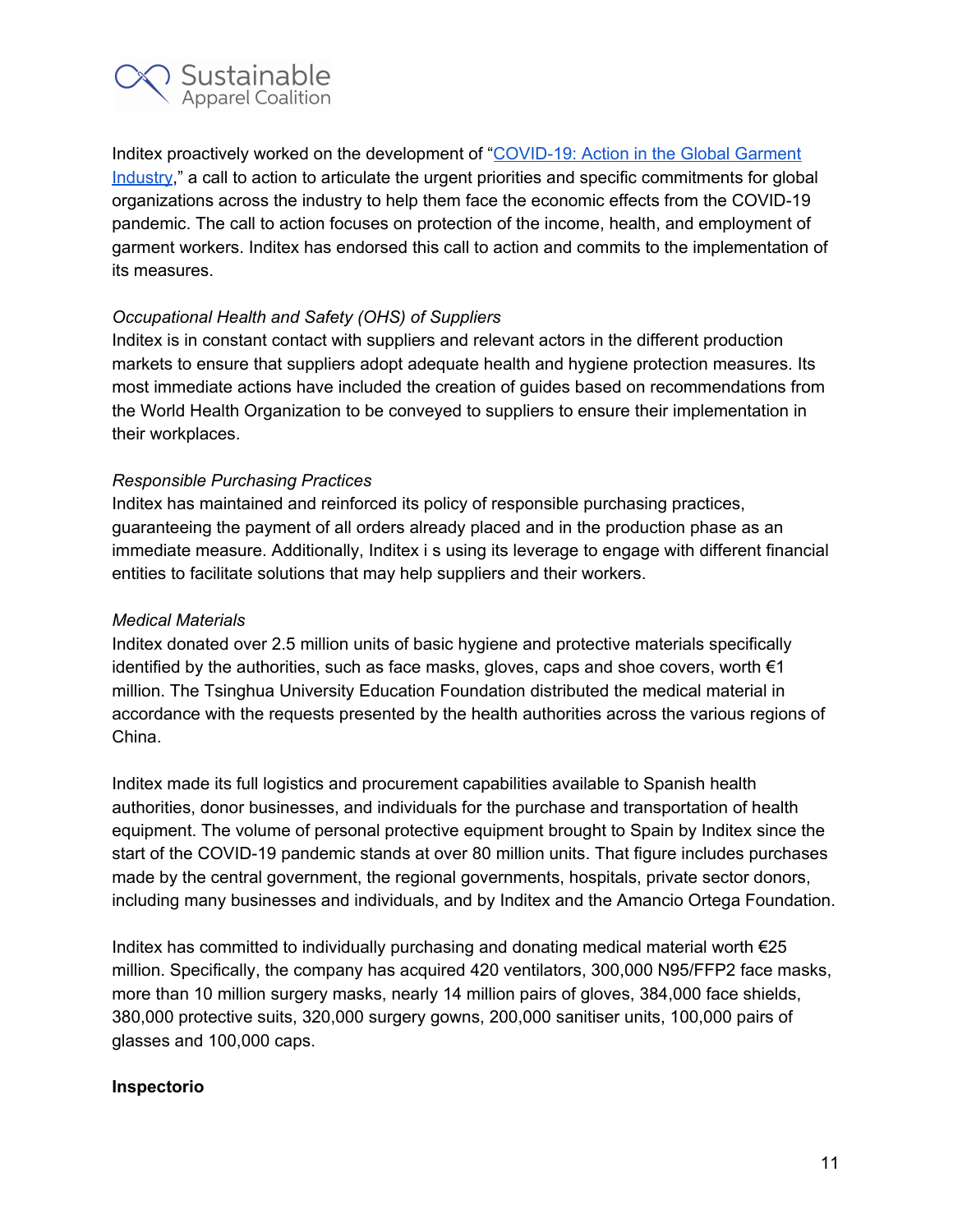Inditex proactively worked on the development of "[COVID-19: Action in the Global Garment Industry](#)," a call to action to articulate the urgent priorities and specific commitments for global organizations across the industry to help them face the economic effects from the COVID-19 pandemic. The call to action focuses on protection of the income, health, and employment of garment workers. Inditex has endorsed this call to action and commits to the implementation of its measures.

*Occupational Health and Safety (OHS) of Suppliers*
Inditex is in constant contact with suppliers and relevant actors in the different production markets to ensure that suppliers adopt adequate health and hygiene protection measures. Its most immediate actions have included the creation of guides based on recommendations from the World Health Organization to be conveyed to suppliers to ensure their implementation in their workplaces.

*Responsible Purchasing Practices*
Inditex has maintained and reinforced its policy of responsible purchasing practices, guaranteeing the payment of all orders already placed and in the production phase as an immediate measure. Additionally, Inditex i s using its leverage to engage with different financial entities to facilitate solutions that may help suppliers and their workers.

*Medical Materials*
Inditex donated over 2.5 million units of basic hygiene and protective materials specifically identified by the authorities, such as face masks, gloves, caps and shoe covers, worth €1 million. The Tsinghua University Education Foundation distributed the medical material in accordance with the requests presented by the health authorities across the various regions of China.

Inditex made its full logistics and procurement capabilities available to Spanish health authorities, donor businesses, and individuals for the purchase and transportation of health equipment. The volume of personal protective equipment brought to Spain by Inditex since the start of the COVID-19 pandemic stands at over 80 million units. That figure includes purchases made by the central government, the regional governments, hospitals, private sector donors, including many businesses and individuals, and by Inditex and the Amancio Ortega Foundation.

Inditex has committed to individually purchasing and donating medical material worth €25 million. Specifically, the company has acquired 420 ventilators, 300,000 N95/FFP2 face masks, more than 10 million surgery masks, nearly 14 million pairs of gloves, 384,000 face shields, 380,000 protective suits, 320,000 surgery gowns, 200,000 sanitiser units, 100,000 pairs of glasses and 100,000 caps.

**Inspectorio**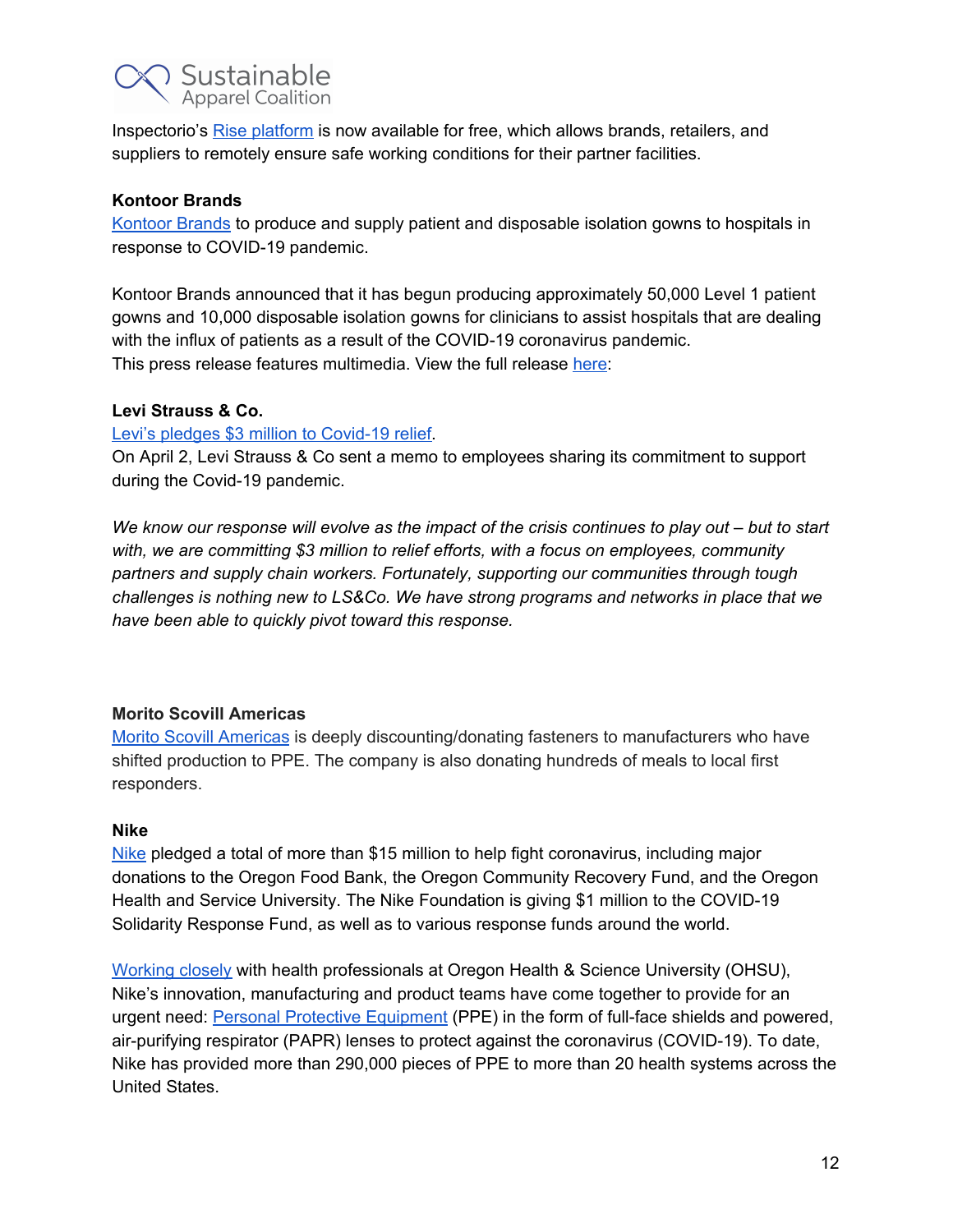Inspectorio's Rise platform is now available for free, which allows brands, retailers, and suppliers to remotely ensure safe working conditions for their partner facilities.

**Kontoor Brands**

Kontoor Brands to produce and supply patient and disposable isolation gowns to hospitals in response to COVID-19 pandemic.

Kontoor Brands announced that it has begun producing approximately 50,000 Level 1 patient gowns and 10,000 disposable isolation gowns for clinicians to assist hospitals that are dealing with the influx of patients as a result of the COVID-19 coronavirus pandemic.
This press release features multimedia. View the full release here:

**Levi Strauss & Co.**

Levi's pledges $3 million to Covid-19 relief.
On April 2, Levi Strauss & Co sent a memo to employees sharing its commitment to support during the Covid-19 pandemic.

*We know our response will evolve as the impact of the crisis continues to play out – but to start with, we are committing $3 million to relief efforts, with a focus on employees, community partners and supply chain workers. Fortunately, supporting our communities through tough challenges is nothing new to LS&Co. We have strong programs and networks in place that we have been able to quickly pivot toward this response.*

**Morito Scovill Americas**

Morito Scovill Americas is deeply discounting/donating fasteners to manufacturers who have shifted production to PPE. The company is also donating hundreds of meals to local first responders.

**Nike**

Nike pledged a total of more than $15 million to help fight coronavirus, including major donations to the Oregon Food Bank, the Oregon Community Recovery Fund, and the Oregon Health and Service University. The Nike Foundation is giving $1 million to the COVID-19 Solidarity Response Fund, as well as to various response funds around the world.

Working closely with health professionals at Oregon Health & Science University (OHSU), Nike's innovation, manufacturing and product teams have come together to provide for an urgent need: Personal Protective Equipment (PPE) in the form of full-face shields and powered, air-purifying respirator (PAPR) lenses to protect against the coronavirus (COVID-19). To date, Nike has provided more than 290,000 pieces of PPE to more than 20 health systems across the United States.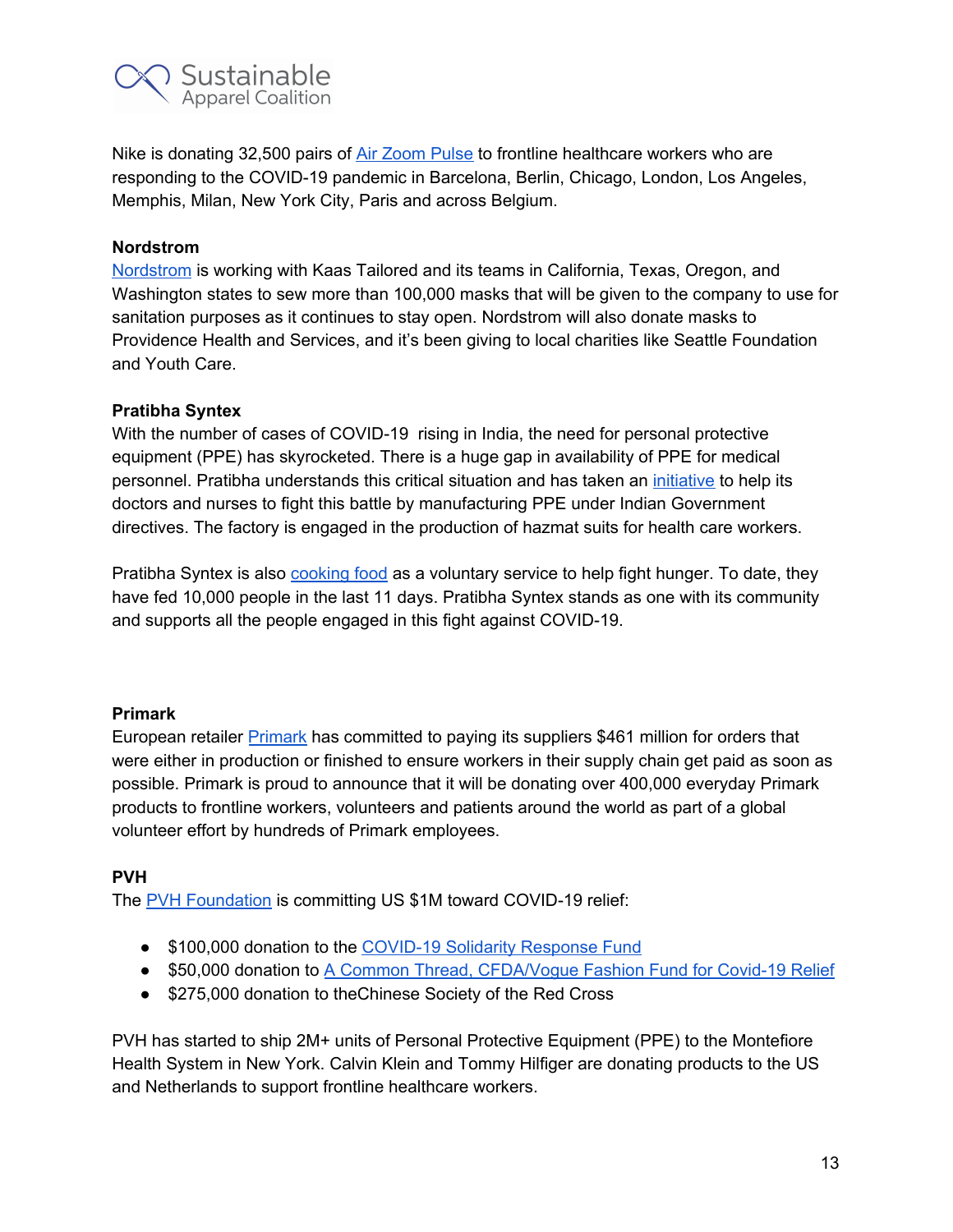Nike is donating 32,500 pairs of Air Zoom Pulse to frontline healthcare workers who are responding to the COVID-19 pandemic in Barcelona, Berlin, Chicago, London, Los Angeles, Memphis, Milan, New York City, Paris and across Belgium.

**Nordstrom**

Nordstrom is working with Kaas Tailored and its teams in California, Texas, Oregon, and Washington states to sew more than 100,000 masks that will be given to the company to use for sanitation purposes as it continues to stay open. Nordstrom will also donate masks to Providence Health and Services, and it's been giving to local charities like Seattle Foundation and Youth Care.

**Pratibha Syntex**

With the number of cases of COVID-19 rising in India, the need for personal protective equipment (PPE) has skyrocketed. There is a huge gap in availability of PPE for medical personnel. Pratibha understands this critical situation and has taken an initiative to help its doctors and nurses to fight this battle by manufacturing PPE under Indian Government directives. The factory is engaged in the production of hazmat suits for health care workers.

Pratibha Syntex is also cooking food as a voluntary service to help fight hunger. To date, they have fed 10,000 people in the last 11 days. Pratibha Syntex stands as one with its community and supports all the people engaged in this fight against COVID-19.

**Primark**

European retailer Primark has committed to paying its suppliers $461 million for orders that were either in production or finished to ensure workers in their supply chain get paid as soon as possible. Primark is proud to announce that it will be donating over 400,000 everyday Primark products to frontline workers, volunteers and patients around the world as part of a global volunteer effort by hundreds of Primark employees.

**PVH**

The PVH Foundation is committing US $1M toward COVID-19 relief:

- $100,000 donation to the COVID-19 Solidarity Response Fund
- $50,000 donation to A Common Thread, CFDA/Vogue Fashion Fund for Covid-19 Relief
- $275,000 donation to theChinese Society of the Red Cross

PVH has started to ship 2M+ units of Personal Protective Equipment (PPE) to the Montefiore Health System in New York. Calvin Klein and Tommy Hilfiger are donating products to the US and Netherlands to support frontline healthcare workers.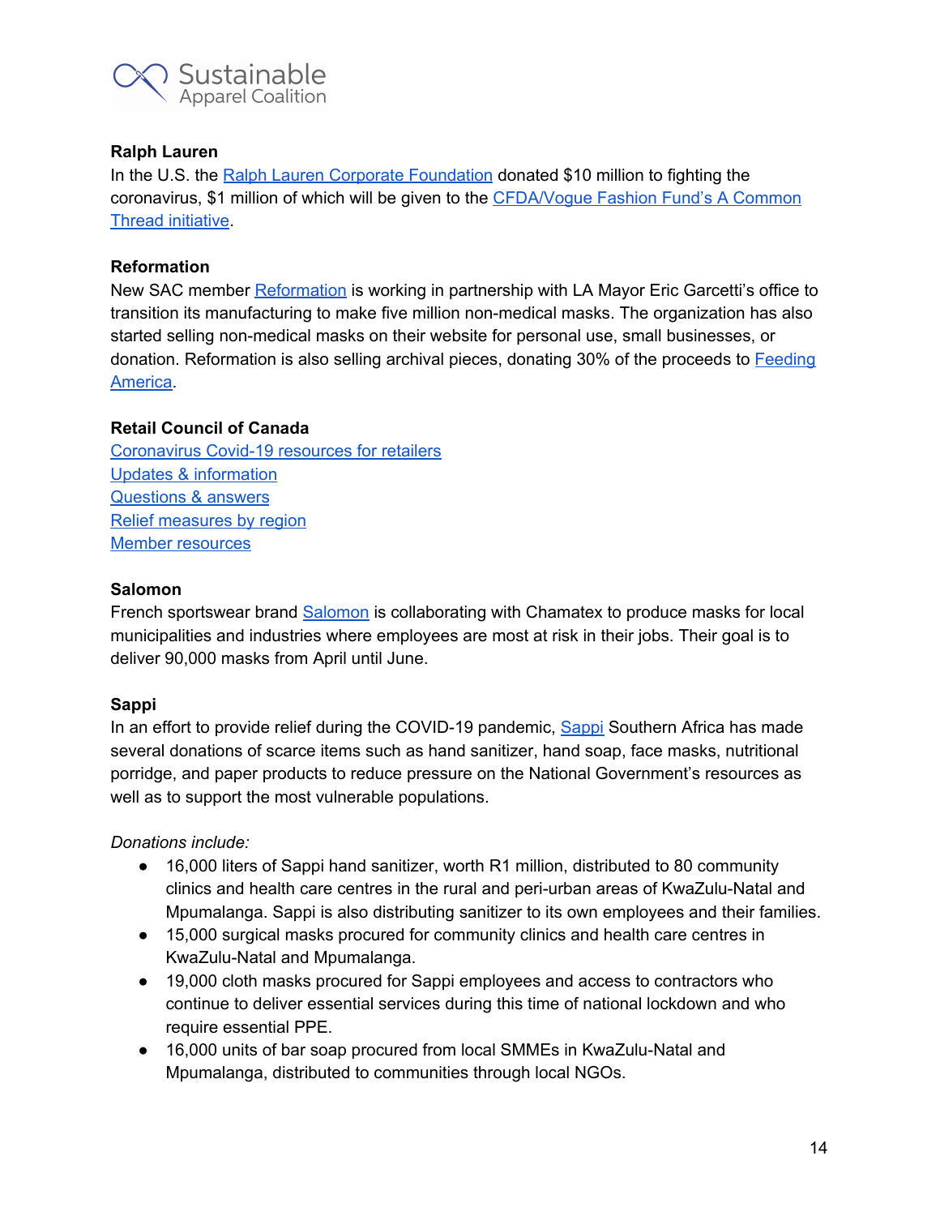**Ralph Lauren**

In the U.S. the Ralph Lauren Corporate Foundation donated $10 million to fighting the coronavirus, $1 million of which will be given to the CFDA/Vogue Fashion Fund's A Common Thread initiative.

**Reformation**

New SAC member Reformation is working in partnership with LA Mayor Eric Garcetti's office to transition its manufacturing to make five million non-medical masks. The organization has also started selling non-medical masks on their website for personal use, small businesses, or donation. Reformation is also selling archival pieces, donating 30% of the proceeds to Feeding America.

**Retail Council of Canada**

Coronavirus Covid-19 resources for retailers
Updates & information
Questions & answers
Relief measures by region
Member resources

**Salomon**

French sportswear brand Salomon is collaborating with Chamatex to produce masks for local municipalities and industries where employees are most at risk in their jobs. Their goal is to deliver 90,000 masks from April until June.

**Sappi**

In an effort to provide relief during the COVID-19 pandemic, Sappi Southern Africa has made several donations of scarce items such as hand sanitizer, hand soap, face masks, nutritional porridge, and paper products to reduce pressure on the National Government's resources as well as to support the most vulnerable populations.

*Donations include:*

- 16,000 liters of Sappi hand sanitizer, worth R1 million, distributed to 80 community clinics and health care centres in the rural and peri-urban areas of KwaZulu-Natal and Mpumalanga. Sappi is also distributing sanitizer to its own employees and their families.
- 15,000 surgical masks procured for community clinics and health care centres in KwaZulu-Natal and Mpumalanga.
- 19,000 cloth masks procured for Sappi employees and access to contractors who continue to deliver essential services during this time of national lockdown and who require essential PPE.
- 16,000 units of bar soap procured from local SMMEs in KwaZulu-Natal and Mpumalanga, distributed to communities through local NGOs.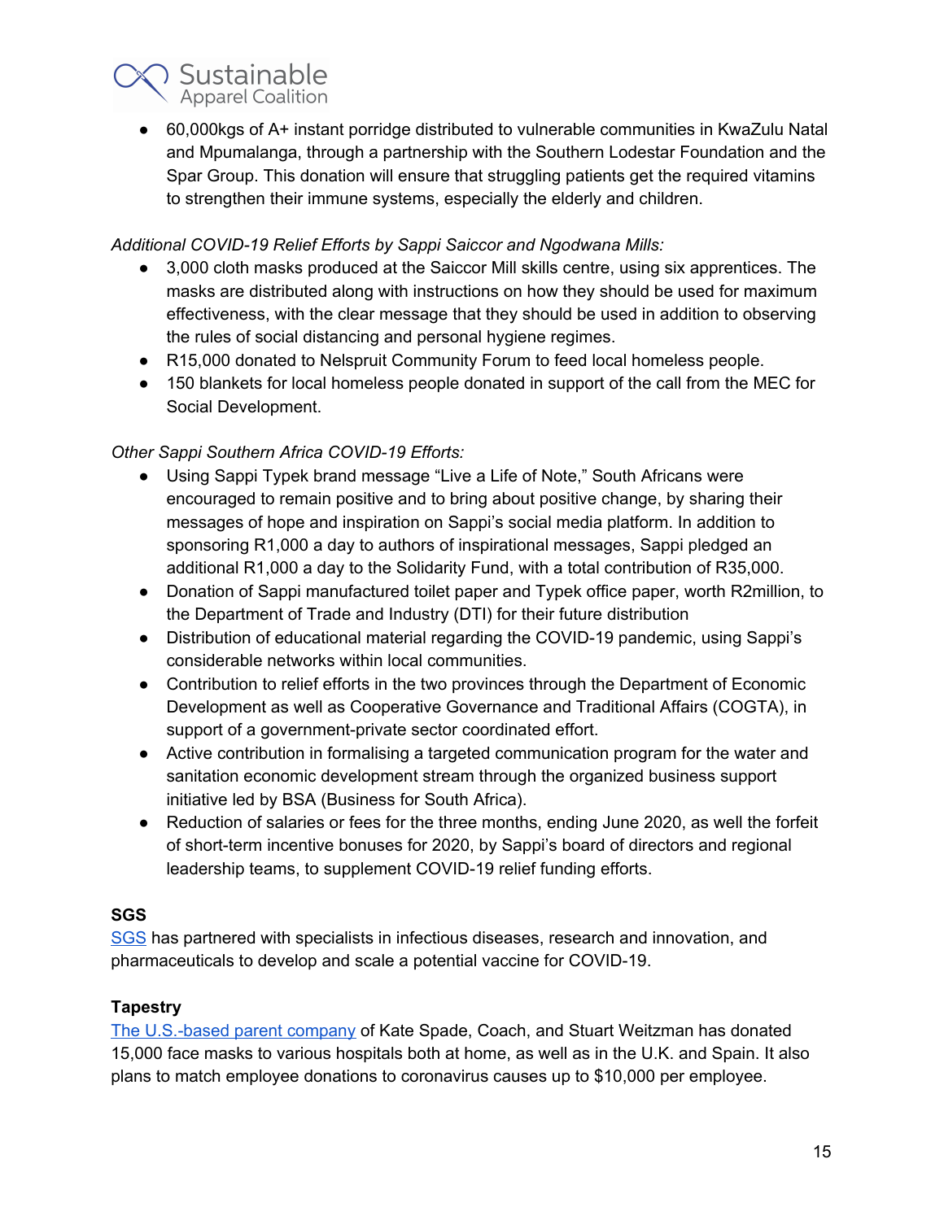- 60,000kgs of A+ instant porridge distributed to vulnerable communities in KwaZulu Natal and Mpumalanga, through a partnership with the Southern Lodestar Foundation and the Spar Group. This donation will ensure that struggling patients get the required vitamins to strengthen their immune systems, especially the elderly and children.

*Additional COVID-19 Relief Efforts by Sappi Saiccor and Ngodwana Mills:*

- 3,000 cloth masks produced at the Saiccor Mill skills centre, using six apprentices. The masks are distributed along with instructions on how they should be used for maximum effectiveness, with the clear message that they should be used in addition to observing the rules of social distancing and personal hygiene regimes.
- R15,000 donated to Nelspruit Community Forum to feed local homeless people.
- 150 blankets for local homeless people donated in support of the call from the MEC for Social Development.

*Other Sappi Southern Africa COVID-19 Efforts:*

- Using Sappi Typek brand message "Live a Life of Note," South Africans were encouraged to remain positive and to bring about positive change, by sharing their messages of hope and inspiration on Sappi's social media platform. In addition to sponsoring R1,000 a day to authors of inspirational messages, Sappi pledged an additional R1,000 a day to the Solidarity Fund, with a total contribution of R35,000.
- Donation of Sappi manufactured toilet paper and Typek office paper, worth R2million, to the Department of Trade and Industry (DTI) for their future distribution
- Distribution of educational material regarding the COVID-19 pandemic, using Sappi's considerable networks within local communities.
- Contribution to relief efforts in the two provinces through the Department of Economic Development as well as Cooperative Governance and Traditional Affairs (COGTA), in support of a government-private sector coordinated effort.
- Active contribution in formalising a targeted communication program for the water and sanitation economic development stream through the organized business support initiative led by BSA (Business for South Africa).
- Reduction of salaries or fees for the three months, ending June 2020, as well the forfeit of short-term incentive bonuses for 2020, by Sappi's board of directors and regional leadership teams, to supplement COVID-19 relief funding efforts.

**SGS**

SGS has partnered with specialists in infectious diseases, research and innovation, and pharmaceuticals to develop and scale a potential vaccine for COVID-19.

**Tapestry**

The U.S.-based parent company of Kate Spade, Coach, and Stuart Weitzman has donated 15,000 face masks to various hospitals both at home, as well as in the U.K. and Spain. It also plans to match employee donations to coronavirus causes up to $10,000 per employee.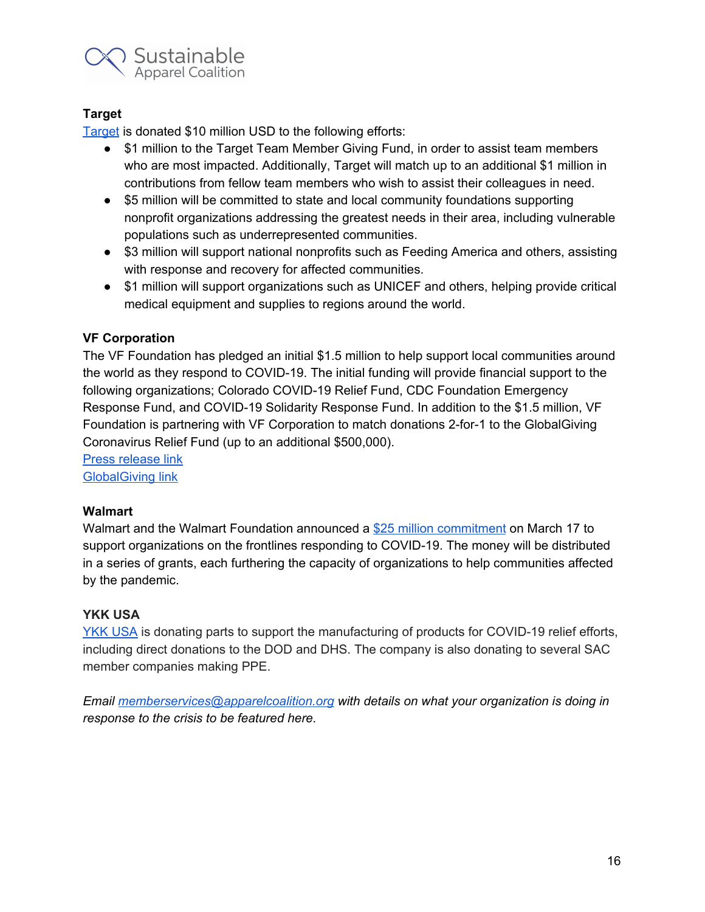### Target

Target is donated $10 million USD to the following efforts:

- $1 million to the Target Team Member Giving Fund, in order to assist team members who are most impacted. Additionally, Target will match up to an additional $1 million in contributions from fellow team members who wish to assist their colleagues in need.
- $5 million will be committed to state and local community foundations supporting nonprofit organizations addressing the greatest needs in their area, including vulnerable populations such as underrepresented communities.
- $3 million will support national nonprofits such as Feeding America and others, assisting with response and recovery for affected communities.
- $1 million will support organizations such as UNICEF and others, helping provide critical medical equipment and supplies to regions around the world.

### VF Corporation

The VF Foundation has pledged an initial $1.5 million to help support local communities around the world as they respond to COVID-19. The initial funding will provide financial support to the following organizations; Colorado COVID-19 Relief Fund, CDC Foundation Emergency Response Fund, and COVID-19 Solidarity Response Fund. In addition to the $1.5 million, VF Foundation is partnering with VF Corporation to match donations 2-for-1 to the GlobalGiving Coronavirus Relief Fund (up to an additional $500,000).

Press release link

GlobalGiving link

### Walmart

Walmart and the Walmart Foundation announced a $25 million commitment on March 17 to support organizations on the frontlines responding to COVID-19. The money will be distributed in a series of grants, each furthering the capacity of organizations to help communities affected by the pandemic.

### YKK USA

YKK USA is donating parts to support the manufacturing of products for COVID-19 relief efforts, including direct donations to the DOD and DHS. The company is also donating to several SAC member companies making PPE.

*Email memberservices@apparelcoalition.org with details on what your organization is doing in response to the crisis to be featured here.*